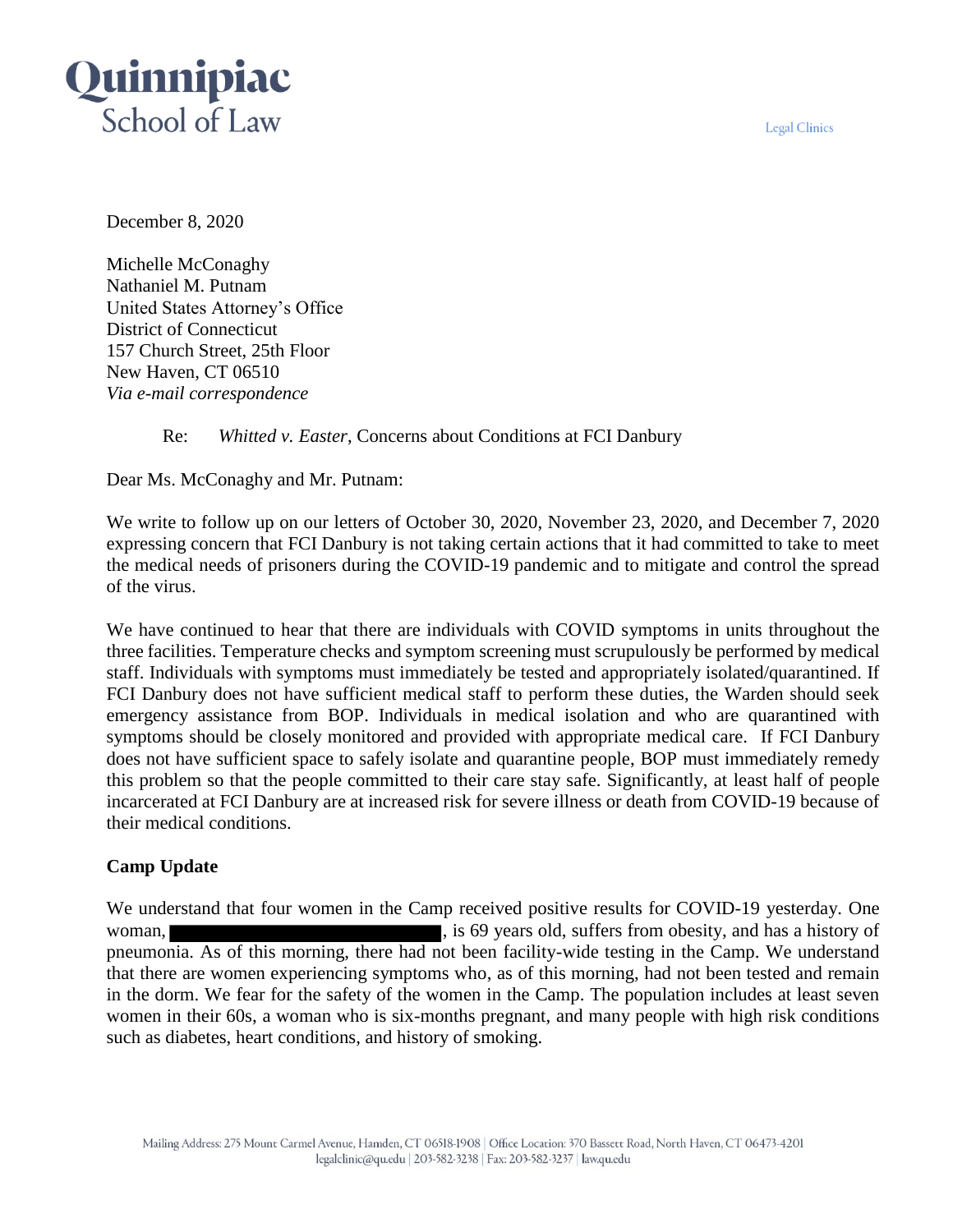Quinnipiac School of Law

Legal Clinics

December 8, 2020

Michelle McConaghy
Nathaniel M. Putnam
United States Attorney's Office
District of Connecticut
157 Church Street, 25th Floor
New Haven, CT 06510
*Via e-mail correspondence*

Re: *Whitted v. Easter*, Concerns about Conditions at FCI Danbury

Dear Ms. McConaghy and Mr. Putnam:

We write to follow up on our letters of October 30, 2020, November 23, 2020, and December 7, 2020 expressing concern that FCI Danbury is not taking certain actions that it had committed to take to meet the medical needs of prisoners during the COVID-19 pandemic and to mitigate and control the spread of the virus.

We have continued to hear that there are individuals with COVID symptoms in units throughout the three facilities. Temperature checks and symptom screening must scrupulously be performed by medical staff. Individuals with symptoms must immediately be tested and appropriately isolated/quarantined. If FCI Danbury does not have sufficient medical staff to perform these duties, the Warden should seek emergency assistance from BOP. Individuals in medical isolation and who are quarantined with symptoms should be closely monitored and provided with appropriate medical care. If FCI Danbury does not have sufficient space to safely isolate and quarantine people, BOP must immediately remedy this problem so that the people committed to their care stay safe. Significantly, at least half of people incarcerated at FCI Danbury are at increased risk for severe illness or death from COVID-19 because of their medical conditions.

**Camp Update**

We understand that four women in the Camp received positive results for COVID-19 yesterday. One woman, [REDACTED], is 69 years old, suffers from obesity, and has a history of pneumonia. As of this morning, there had not been facility-wide testing in the Camp. We understand that there are women experiencing symptoms who, as of this morning, had not been tested and remain in the dorm. We fear for the safety of the women in the Camp. The population includes at least seven women in their 60s, a woman who is six-months pregnant, and many people with high risk conditions such as diabetes, heart conditions, and history of smoking.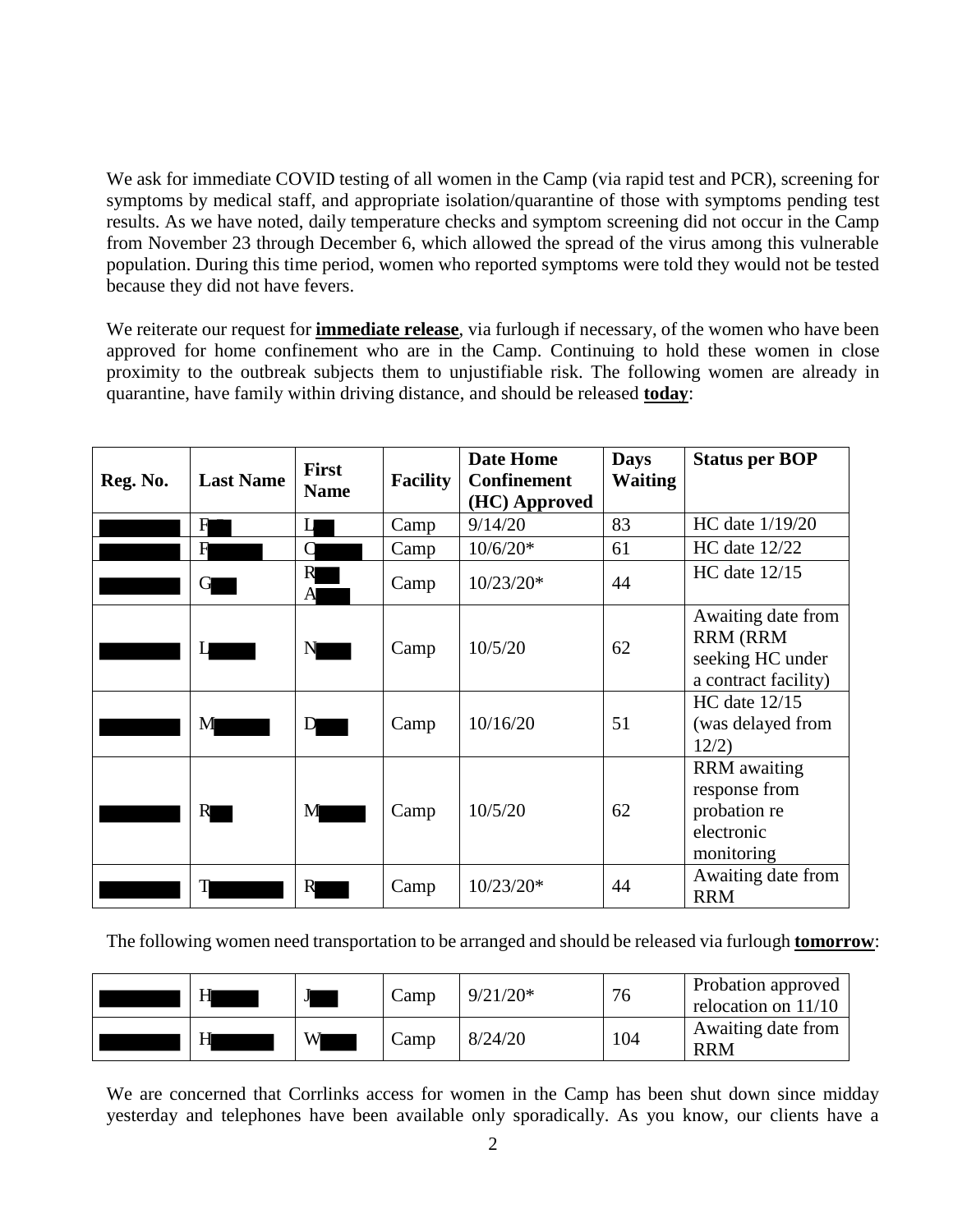We ask for immediate COVID testing of all women in the Camp (via rapid test and PCR), screening for symptoms by medical staff, and appropriate isolation/quarantine of those with symptoms pending test results. As we have noted, daily temperature checks and symptom screening did not occur in the Camp from November 23 through December 6, which allowed the spread of the virus among this vulnerable population. During this time period, women who reported symptoms were told they would not be tested because they did not have fevers.

We reiterate our request for **<u>immediate release</u>**, via furlough if necessary, of the women who have been approved for home confinement who are in the Camp. Continuing to hold these women in close proximity to the outbreak subjects them to unjustifiable risk. The following women are already in quarantine, have family within driving distance, and should be released **<u>today</u>**:

| Reg. No. | Last Name | First Name | Facility | Date Home Confinement (HC) Approved | Days Waiting | Status per BOP |
|---|---|---|---|---|---|---|
| ███ | F█ | L█ | Camp | 9/14/20 | 83 | HC date 1/19/20 |
| ███ | F█ | C█ | Camp | 10/6/20* | 61 | HC date 12/22 |
| ███ | G█ | R█ A█ | Camp | 10/23/20* | 44 | HC date 12/15 |
| ███ | L█ | N█ | Camp | 10/5/20 | 62 | Awaiting date from RRM (RRM seeking HC under a contract facility) |
| ███ | M█ | D█ | Camp | 10/16/20 | 51 | HC date 12/15 (was delayed from 12/2) |
| ███ | R█ | M█ | Camp | 10/5/20 | 62 | RRM awaiting response from probation re electronic monitoring |
| ███ | T█ | R█ | Camp | 10/23/20* | 44 | Awaiting date from RRM |

The following women need transportation to be arranged and should be released via furlough **<u>tomorrow</u>**:

| Reg. No. | Last Name | First Name | Facility | Date Home Confinement (HC) Approved | Days Waiting | Status per BOP |
|---|---|---|---|---|---|---|
| ███ | H█ | J█ | Camp | 9/21/20* | 76 | Probation approved relocation on 11/10 |
| ███ | H█ | W█ | Camp | 8/24/20 | 104 | Awaiting date from RRM |

We are concerned that Corrlinks access for women in the Camp has been shut down since midday yesterday and telephones have been available only sporadically. As you know, our clients have a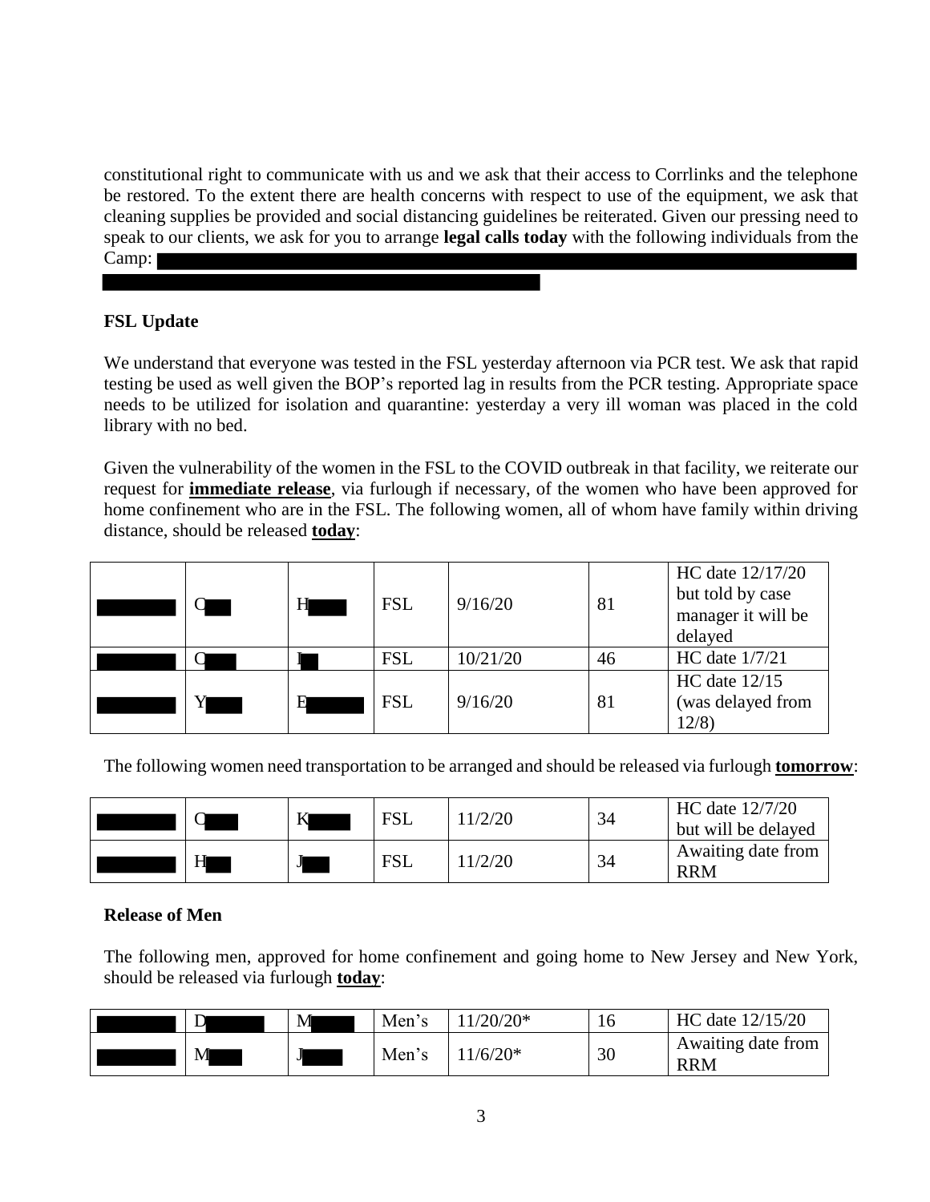constitutional right to communicate with us and we ask that their access to Corrlinks and the telephone be restored. To the extent there are health concerns with respect to use of the equipment, we ask that cleaning supplies be provided and social distancing guidelines be reiterated. Given our pressing need to speak to our clients, we ask for you to arrange **legal calls today** with the following individuals from the Camp: ██████████

**FSL Update**

We understand that everyone was tested in the FSL yesterday afternoon via PCR test. We ask that rapid testing be used as well given the BOP's reported lag in results from the PCR testing. Appropriate space needs to be utilized for isolation and quarantine: yesterday a very ill woman was placed in the cold library with no bed.

Given the vulnerability of the women in the FSL to the COVID outbreak in that facility, we reiterate our request for **immediate release**, via furlough if necessary, of the women who have been approved for home confinement who are in the FSL. The following women, all of whom have family within driving distance, should be released **today**:

| | | | | | | |
|---|---|---|---|---|---|---|
| ██ | C██ | H██ | FSL | 9/16/20 | 81 | HC date 12/17/20 but told by case manager it will be delayed |
| ██ | C██ | I██ | FSL | 10/21/20 | 46 | HC date 1/7/21 |
| ██ | Y██ | E██ | FSL | 9/16/20 | 81 | HC date 12/15 (was delayed from 12/8) |

The following women need transportation to be arranged and should be released via furlough **tomorrow**:

| | | | | | | |
|---|---|---|---|---|---|---|
| ██ | C██ | K██ | FSL | 11/2/20 | 34 | HC date 12/7/20 but will be delayed |
| ██ | H██ | J██ | FSL | 11/2/20 | 34 | Awaiting date from RRM |

**Release of Men**

The following men, approved for home confinement and going home to New Jersey and New York, should be released via furlough **today**:

| | | | | | | |
|---|---|---|---|---|---|---|
| ██ | D██ | M██ | Men's | 11/20/20* | 16 | HC date 12/15/20 |
| ██ | M██ | J██ | Men's | 11/6/20* | 30 | Awaiting date from RRM |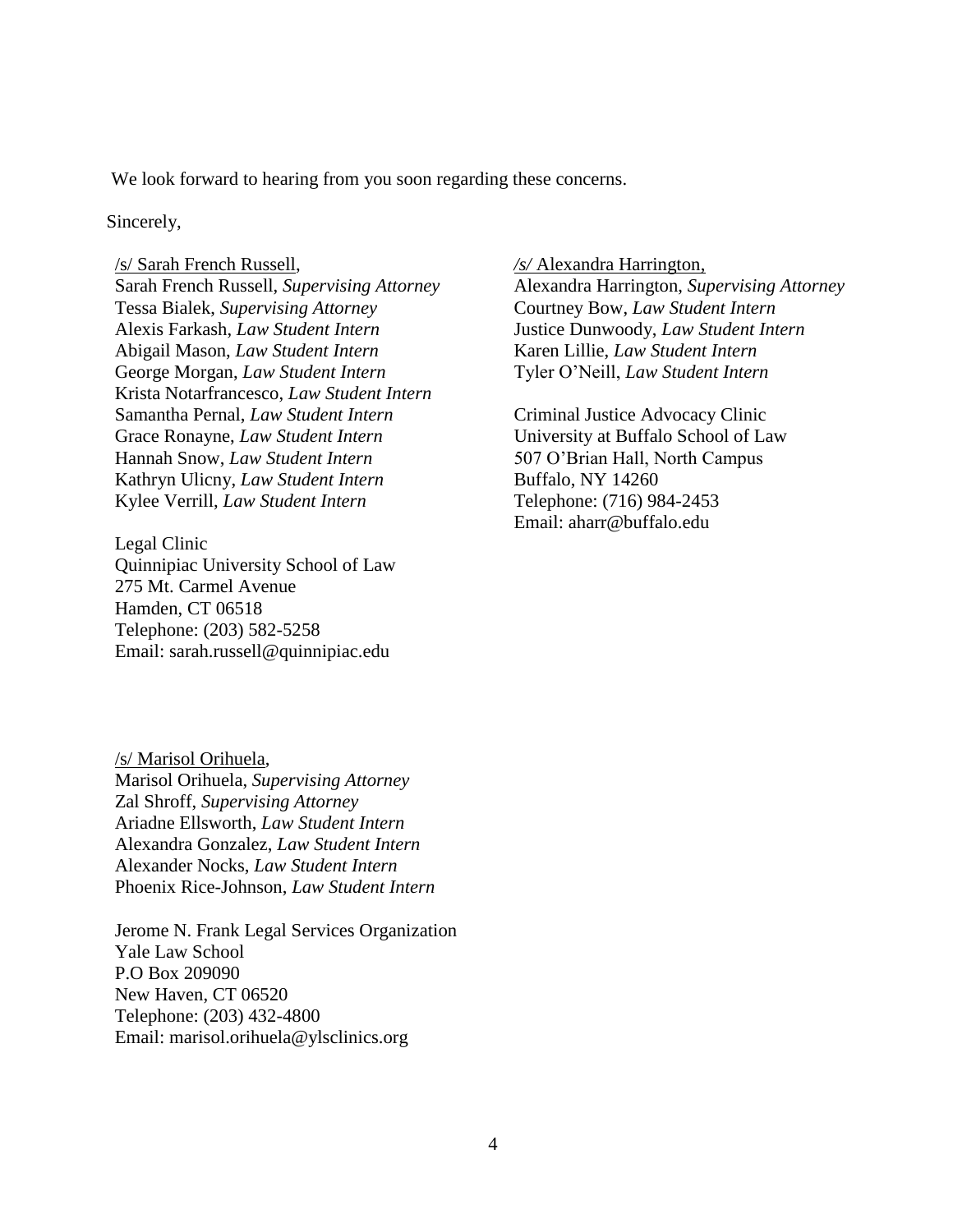We look forward to hearing from you soon regarding these concerns.

Sincerely,

/s/ Sarah French Russell,
Sarah French Russell, *Supervising Attorney*
Tessa Bialek, *Supervising Attorney*
Alexis Farkash, *Law Student Intern*
Abigail Mason, *Law Student Intern*
George Morgan, *Law Student Intern*
Krista Notarfrancesco, *Law Student Intern*
Samantha Pernal, *Law Student Intern*
Grace Ronayne, *Law Student Intern*
Hannah Snow, *Law Student Intern*
Kathryn Ulicny, *Law Student Intern*
Kylee Verrill, *Law Student Intern*

Legal Clinic
Quinnipiac University School of Law
275 Mt. Carmel Avenue
Hamden, CT 06518
Telephone: (203) 582-5258
Email: sarah.russell@quinnipiac.edu

*/s/* Alexandra Harrington,
Alexandra Harrington, *Supervising Attorney*
Courtney Bow, *Law Student Intern*
Justice Dunwoody, *Law Student Intern*
Karen Lillie, *Law Student Intern*
Tyler O'Neill, *Law Student Intern*

Criminal Justice Advocacy Clinic
University at Buffalo School of Law
507 O'Brian Hall, North Campus
Buffalo, NY 14260
Telephone: (716) 984-2453
Email: aharr@buffalo.edu

/s/ Marisol Orihuela,
Marisol Orihuela, *Supervising Attorney*
Zal Shroff, *Supervising Attorney*
Ariadne Ellsworth, *Law Student Intern*
Alexandra Gonzalez, *Law Student Intern*
Alexander Nocks, *Law Student Intern*
Phoenix Rice-Johnson, *Law Student Intern*

Jerome N. Frank Legal Services Organization
Yale Law School
P.O Box 209090
New Haven, CT 06520
Telephone: (203) 432-4800
Email: marisol.orihuela@ylsclinics.org